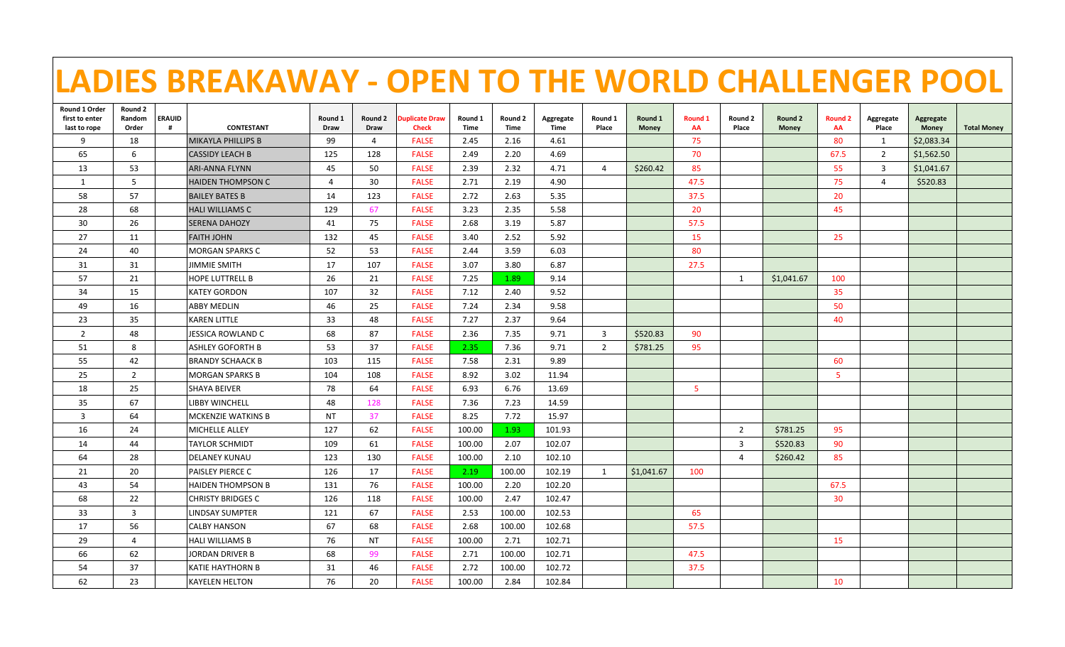# LADIES BREAKAWAY - OPEN TO THE WORLD CHALLENGER POOL

| Round 1 Order first to enter last to rope | Round 2 Random Order | ERAUID # | CONTESTANT | Round 1 Draw | Round 2 Draw | Duplicate Draw Check | Round 1 Time | Round 2 Time | Aggregate Time | Round 1 Place | Round 1 Money | Round 1 AA | Round 2 Place | Round 2 Money | Round 2 AA | Aggregate Place | Aggregate Money | Total Money |
|---|---|---|---|---|---|---|---|---|---|---|---|---|---|---|---|---|---|---|
| 9 | 18 | | MIKAYLA PHILLIPS B | 99 | 4 | FALSE | 2.45 | 2.16 | 4.61 | | | 75 | | | 80 | 1 | $2,083.34 | |
| 65 | 6 | | CASSIDY LEACH B | 125 | 128 | FALSE | 2.49 | 2.20 | 4.69 | | | 70 | | | 67.5 | 2 | $1,562.50 | |
| 13 | 53 | | ARI-ANNA FLYNN | 45 | 50 | FALSE | 2.39 | 2.32 | 4.71 | 4 | $260.42 | 85 | | | 55 | 3 | $1,041.67 | |
| 1 | 5 | | HAIDEN THOMPSON C | 4 | 30 | FALSE | 2.71 | 2.19 | 4.90 | | | 47.5 | | | 75 | 4 | $520.83 | |
| 58 | 57 | | BAILEY BATES B | 14 | 123 | FALSE | 2.72 | 2.63 | 5.35 | | | 37.5 | | | 20 | | | |
| 28 | 68 | | HALI WILLIAMS C | 129 | 67 | FALSE | 3.23 | 2.35 | 5.58 | | | 20 | | | 45 | | | |
| 30 | 26 | | SERENA DAHOZY | 41 | 75 | FALSE | 2.68 | 3.19 | 5.87 | | | 57.5 | | | | | | |
| 27 | 11 | | FAITH JOHN | 132 | 45 | FALSE | 3.40 | 2.52 | 5.92 | | | 15 | | | 25 | | | |
| 24 | 40 | | MORGAN SPARKS C | 52 | 53 | FALSE | 2.44 | 3.59 | 6.03 | | | 80 | | | | | | |
| 31 | 31 | | JIMMIE SMITH | 17 | 107 | FALSE | 3.07 | 3.80 | 6.87 | | | 27.5 | | | | | | |
| 57 | 21 | | HOPE LUTTRELL B | 26 | 21 | FALSE | 7.25 | 1.89 | 9.14 | | | | 1 | $1,041.67 | 100 | | | |
| 34 | 15 | | KATEY GORDON | 107 | 32 | FALSE | 7.12 | 2.40 | 9.52 | | | | | | 35 | | | |
| 49 | 16 | | ABBY MEDLIN | 46 | 25 | FALSE | 7.24 | 2.34 | 9.58 | | | | | | 50 | | | |
| 23 | 35 | | KAREN LITTLE | 33 | 48 | FALSE | 7.27 | 2.37 | 9.64 | | | | | | 40 | | | |
| 2 | 48 | | JESSICA ROWLAND C | 68 | 87 | FALSE | 2.36 | 7.35 | 9.71 | 3 | $520.83 | 90 | | | | | | |
| 51 | 8 | | ASHLEY GOFORTH B | 53 | 37 | FALSE | 2.35 | 7.36 | 9.71 | 2 | $781.25 | 95 | | | | | | |
| 55 | 42 | | BRANDY SCHAACK B | 103 | 115 | FALSE | 7.58 | 2.31 | 9.89 | | | | | | 60 | | | |
| 25 | 2 | | MORGAN SPARKS B | 104 | 108 | FALSE | 8.92 | 3.02 | 11.94 | | | | | | 5 | | | |
| 18 | 25 | | SHAYA BEIVER | 78 | 64 | FALSE | 6.93 | 6.76 | 13.69 | | | 5 | | | | | | |
| 35 | 67 | | LIBBY WINCHELL | 48 | 128 | FALSE | 7.36 | 7.23 | 14.59 | | | | | | | | | |
| 3 | 64 | | MCKENZIE WATKINS B | NT | 37 | FALSE | 8.25 | 7.72 | 15.97 | | | | | | | | | |
| 16 | 24 | | MICHELLE ALLEY | 127 | 62 | FALSE | 100.00 | 1.93 | 101.93 | | | | 2 | $781.25 | 95 | | | |
| 14 | 44 | | TAYLOR SCHMIDT | 109 | 61 | FALSE | 100.00 | 2.07 | 102.07 | | | | 3 | $520.83 | 90 | | | |
| 64 | 28 | | DELANEY KUNAU | 123 | 130 | FALSE | 100.00 | 2.10 | 102.10 | | | | 4 | $260.42 | 85 | | | |
| 21 | 20 | | PAISLEY PIERCE C | 126 | 17 | FALSE | 2.19 | 100.00 | 102.19 | 1 | $1,041.67 | 100 | | | | | | |
| 43 | 54 | | HAIDEN THOMPSON B | 131 | 76 | FALSE | 100.00 | 2.20 | 102.20 | | | | | | 67.5 | | | |
| 68 | 22 | | CHRISTY BRIDGES C | 126 | 118 | FALSE | 100.00 | 2.47 | 102.47 | | | | | | 30 | | | |
| 33 | 3 | | LINDSAY SUMPTER | 121 | 67 | FALSE | 2.53 | 100.00 | 102.53 | | | 65 | | | | | | |
| 17 | 56 | | CALBY HANSON | 67 | 68 | FALSE | 2.68 | 100.00 | 102.68 | | | 57.5 | | | | | | |
| 29 | 4 | | HALI WILLIAMS B | 76 | NT | FALSE | 100.00 | 2.71 | 102.71 | | | | | | 15 | | | |
| 66 | 62 | | JORDAN DRIVER B | 68 | 99 | FALSE | 2.71 | 100.00 | 102.71 | | | 47.5 | | | | | | |
| 54 | 37 | | KATIE HAYTHORN B | 31 | 46 | FALSE | 2.72 | 100.00 | 102.72 | | | 37.5 | | | | | | |
| 62 | 23 | | KAYELEN HELTON | 76 | 20 | FALSE | 100.00 | 2.84 | 102.84 | | | | | | 10 | | | |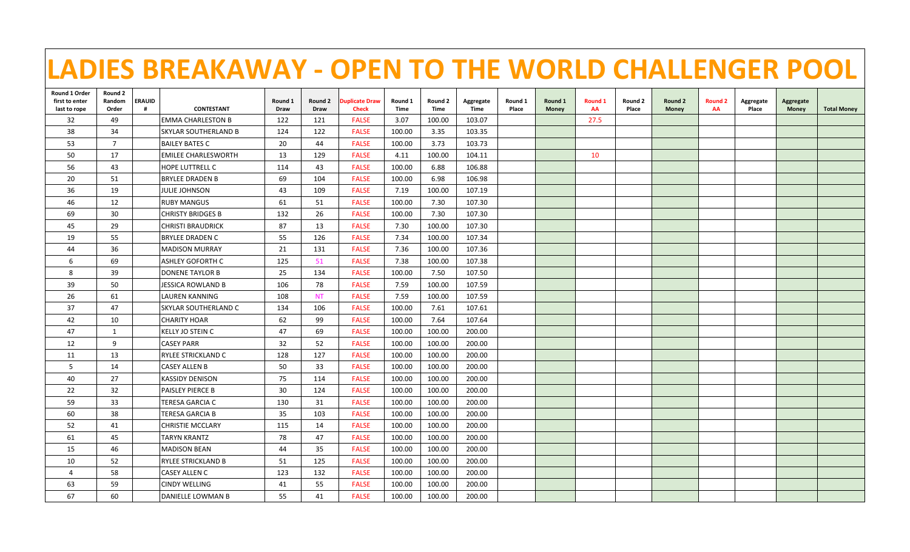# LADIES BREAKAWAY - OPEN TO THE WORLD CHALLENGER POOL

| Round 1 Order first to enter last to rope | Round 2 Random Order | ERAUID # | CONTESTANT | Round 1 Draw | Round 2 Draw | Duplicate Draw Check | Round 1 Time | Round 2 Time | Aggregate Time | Round 1 Place | Round 1 Money | Round 1 AA | Round 2 Place | Round 2 Money | Round 2 AA | Aggregate Place | Aggregate Money | Total Money |
|---|---|---|---|---|---|---|---|---|---|---|---|---|---|---|---|---|---|---|
| 32 | 49 | | EMMA CHARLESTON B | 122 | 121 | FALSE | 3.07 | 100.00 | 103.07 | | | 27.5 | | | | | | |
| 38 | 34 | | SKYLAR SOUTHERLAND B | 124 | 122 | FALSE | 100.00 | 3.35 | 103.35 | | | | | | | | | |
| 53 | 7 | | BAILEY BATES C | 20 | 44 | FALSE | 100.00 | 3.73 | 103.73 | | | | | | | | | |
| 50 | 17 | | EMILEE CHARLESWORTH | 13 | 129 | FALSE | 4.11 | 100.00 | 104.11 | | | 10 | | | | | | |
| 56 | 43 | | HOPE LUTTRELL C | 114 | 43 | FALSE | 100.00 | 6.88 | 106.88 | | | | | | | | | |
| 20 | 51 | | BRYLEE DRADEN B | 69 | 104 | FALSE | 100.00 | 6.98 | 106.98 | | | | | | | | | |
| 36 | 19 | | JULIE JOHNSON | 43 | 109 | FALSE | 7.19 | 100.00 | 107.19 | | | | | | | | | |
| 46 | 12 | | RUBY MANGUS | 61 | 51 | FALSE | 100.00 | 7.30 | 107.30 | | | | | | | | | |
| 69 | 30 | | CHRISTY BRIDGES B | 132 | 26 | FALSE | 100.00 | 7.30 | 107.30 | | | | | | | | | |
| 45 | 29 | | CHRISTI BRAUDRICK | 87 | 13 | FALSE | 7.30 | 100.00 | 107.30 | | | | | | | | | |
| 19 | 55 | | BRYLEE DRADEN C | 55 | 126 | FALSE | 7.34 | 100.00 | 107.34 | | | | | | | | | |
| 44 | 36 | | MADISON MURRAY | 21 | 131 | FALSE | 7.36 | 100.00 | 107.36 | | | | | | | | | |
| 6 | 69 | | ASHLEY GOFORTH C | 125 | 51 | FALSE | 7.38 | 100.00 | 107.38 | | | | | | | | | |
| 8 | 39 | | DONENE TAYLOR B | 25 | 134 | FALSE | 100.00 | 7.50 | 107.50 | | | | | | | | | |
| 39 | 50 | | JESSICA ROWLAND B | 106 | 78 | FALSE | 7.59 | 100.00 | 107.59 | | | | | | | | | |
| 26 | 61 | | LAUREN KANNING | 108 | NT | FALSE | 7.59 | 100.00 | 107.59 | | | | | | | | | |
| 37 | 47 | | SKYLAR SOUTHERLAND C | 134 | 106 | FALSE | 100.00 | 7.61 | 107.61 | | | | | | | | | |
| 42 | 10 | | CHARITY HOAR | 62 | 99 | FALSE | 100.00 | 7.64 | 107.64 | | | | | | | | | |
| 47 | 1 | | KELLY JO STEIN C | 47 | 69 | FALSE | 100.00 | 100.00 | 200.00 | | | | | | | | | |
| 12 | 9 | | CASEY PARR | 32 | 52 | FALSE | 100.00 | 100.00 | 200.00 | | | | | | | | | |
| 11 | 13 | | RYLEE STRICKLAND C | 128 | 127 | FALSE | 100.00 | 100.00 | 200.00 | | | | | | | | | |
| 5 | 14 | | CASEY ALLEN B | 50 | 33 | FALSE | 100.00 | 100.00 | 200.00 | | | | | | | | | |
| 40 | 27 | | KASSIDY DENISON | 75 | 114 | FALSE | 100.00 | 100.00 | 200.00 | | | | | | | | | |
| 22 | 32 | | PAISLEY PIERCE B | 30 | 124 | FALSE | 100.00 | 100.00 | 200.00 | | | | | | | | | |
| 59 | 33 | | TERESA GARCIA C | 130 | 31 | FALSE | 100.00 | 100.00 | 200.00 | | | | | | | | | |
| 60 | 38 | | TERESA GARCIA B | 35 | 103 | FALSE | 100.00 | 100.00 | 200.00 | | | | | | | | | |
| 52 | 41 | | CHRISTIE MCCLARY | 115 | 14 | FALSE | 100.00 | 100.00 | 200.00 | | | | | | | | | |
| 61 | 45 | | TARYN KRANTZ | 78 | 47 | FALSE | 100.00 | 100.00 | 200.00 | | | | | | | | | |
| 15 | 46 | | MADISON BEAN | 44 | 35 | FALSE | 100.00 | 100.00 | 200.00 | | | | | | | | | |
| 10 | 52 | | RYLEE STRICKLAND B | 51 | 125 | FALSE | 100.00 | 100.00 | 200.00 | | | | | | | | | |
| 4 | 58 | | CASEY ALLEN C | 123 | 132 | FALSE | 100.00 | 100.00 | 200.00 | | | | | | | | | |
| 63 | 59 | | CINDY WELLING | 41 | 55 | FALSE | 100.00 | 100.00 | 200.00 | | | | | | | | | |
| 67 | 60 | | DANIELLE LOWMAN B | 55 | 41 | FALSE | 100.00 | 100.00 | 200.00 | | | | | | | | | |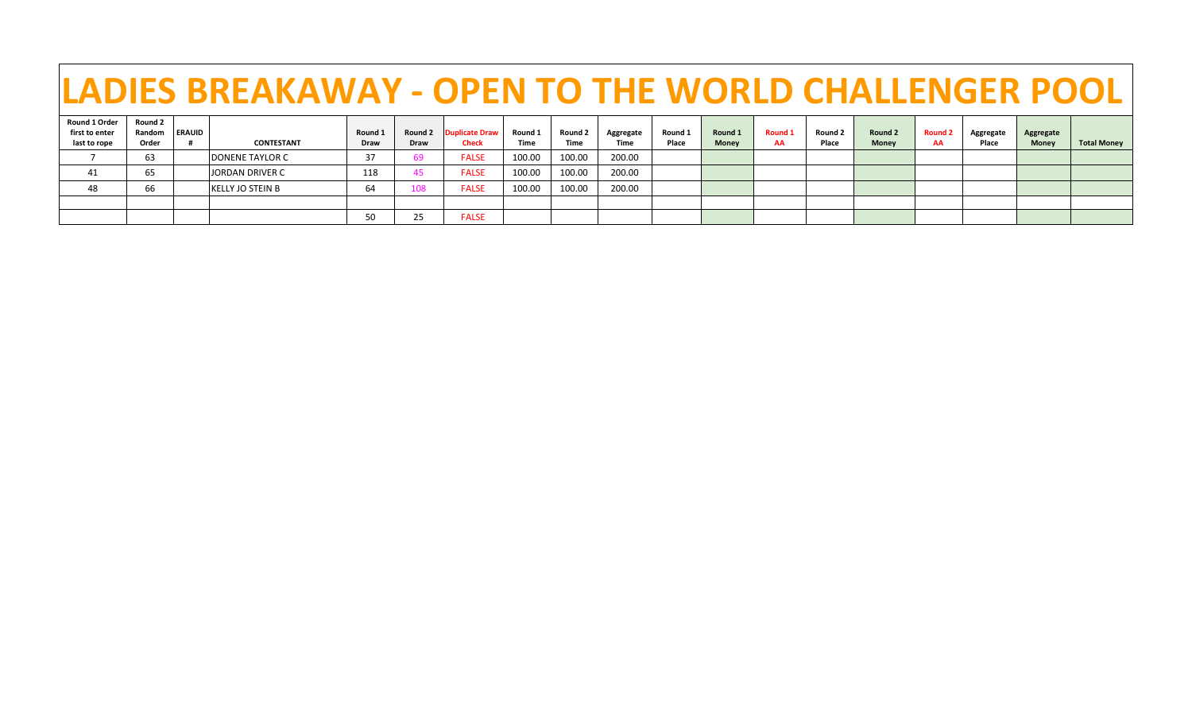# LADIES BREAKAWAY - OPEN TO THE WORLD CHALLENGER POOL

| Round 1 Order first to enter last to rope | Round 2 Random Order | ERAUID # | CONTESTANT | Round 1 Draw | Round 2 Draw | Duplicate Draw Check | Round 1 Time | Round 2 Time | Aggregate Time | Round 1 Place | Round 1 Money | Round 1 AA | Round 2 Place | Round 2 Money | Round 2 AA | Aggregate Place | Aggregate Money | Total Money |
|---|---|---|---|---|---|---|---|---|---|---|---|---|---|---|---|---|---|---|
| 7 | 63 | | DONENE TAYLOR C | 37 | 69 | FALSE | 100.00 | 100.00 | 200.00 | | | | | | | | | |
| 41 | 65 | | JORDAN DRIVER C | 118 | 45 | FALSE | 100.00 | 100.00 | 200.00 | | | | | | | | | |
| 48 | 66 | | KELLY JO STEIN B | 64 | 108 | FALSE | 100.00 | 100.00 | 200.00 | | | | | | | | | |
| | | | | | | | | | | | | | | | | | | |
| | | | | 50 | 25 | FALSE | | | | | | | | | | | | |